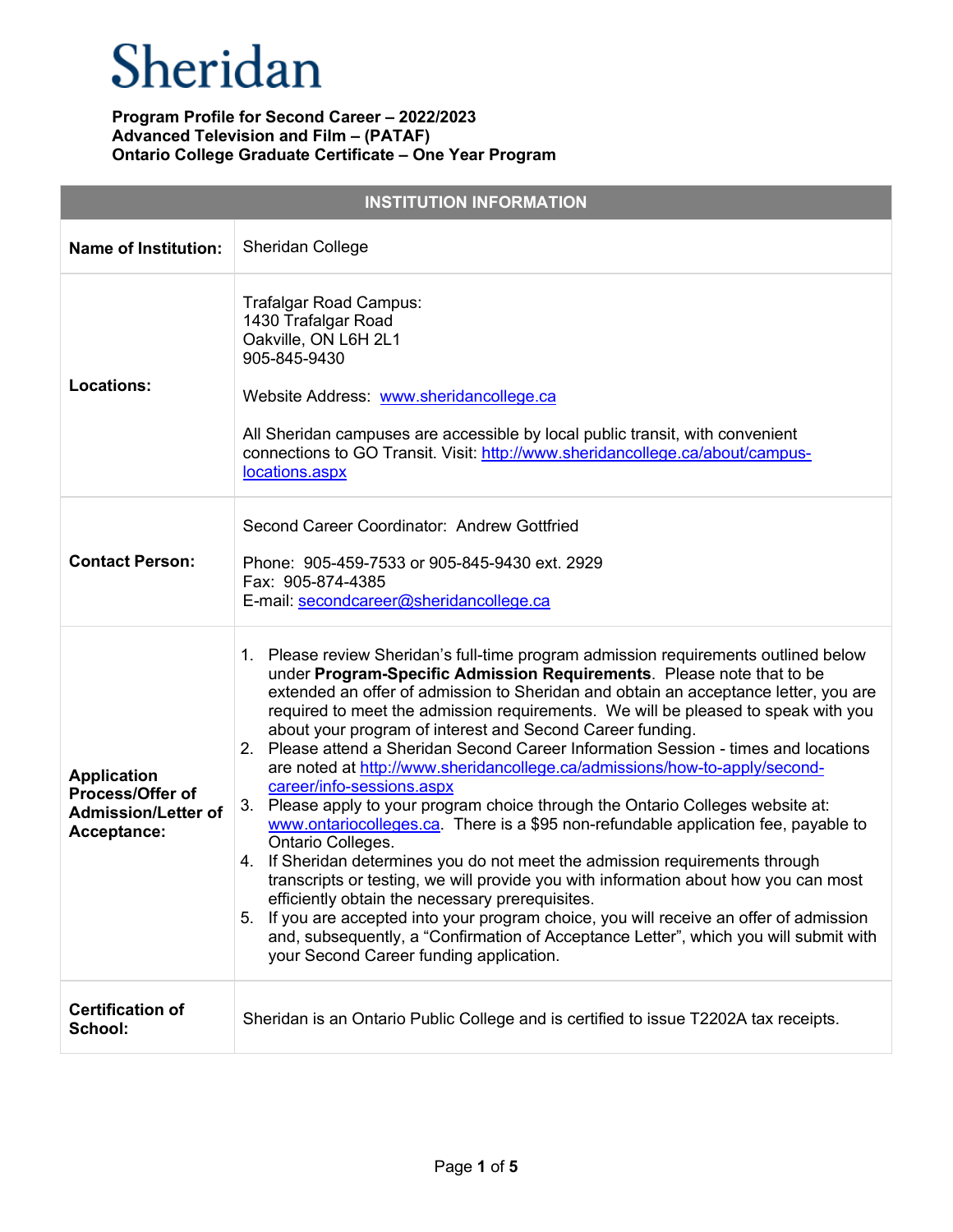# Sheridan

**Program Profile for Second Career – 2022/2023**
**Advanced Television and Film – (PATAF)**
**Ontario College Graduate Certificate – One Year Program**

| INSTITUTION INFORMATION | |
|---|---|
| **Name of Institution:** | Sheridan College |
| **Locations:** | Trafalgar Road Campus:<br>1430 Trafalgar Road<br>Oakville, ON L6H 2L1<br>905-845-9430<br><br>Website Address: [www.sheridancollege.ca](http://www.sheridancollege.ca)<br><br>All Sheridan campuses are accessible by local public transit, with convenient connections to GO Transit. Visit: [http://www.sheridancollege.ca/about/campus-locations.aspx](http://www.sheridancollege.ca/about/campus-locations.aspx) |
| **Contact Person:** | Second Career Coordinator: Andrew Gottfried<br><br>Phone: 905-459-7533 or 905-845-9430 ext. 2929<br>Fax: 905-874-4385<br>E-mail: [secondcareer@sheridancollege.ca](mailto:secondcareer@sheridancollege.ca) |
| **Application Process/Offer of Admission/Letter of Acceptance:** | 1. Please review Sheridan's full-time program admission requirements outlined below under **Program-Specific Admission Requirements**. Please note that to be extended an offer of admission to Sheridan and obtain an acceptance letter, you are required to meet the admission requirements. We will be pleased to speak with you about your program of interest and Second Career funding.<br>2. Please attend a Sheridan Second Career Information Session - times and locations are noted at [http://www.sheridancollege.ca/admissions/how-to-apply/second-career/info-sessions.aspx](http://www.sheridancollege.ca/admissions/how-to-apply/second-career/info-sessions.aspx)<br>3. Please apply to your program choice through the Ontario Colleges website at: [www.ontariocolleges.ca](http://www.ontariocolleges.ca). There is a $95 non-refundable application fee, payable to Ontario Colleges.<br>4. If Sheridan determines you do not meet the admission requirements through transcripts or testing, we will provide you with information about how you can most efficiently obtain the necessary prerequisites.<br>5. If you are accepted into your program choice, you will receive an offer of admission and, subsequently, a "Confirmation of Acceptance Letter", which you will submit with your Second Career funding application. |
| **Certification of School:** | Sheridan is an Ontario Public College and is certified to issue T2202A tax receipts. |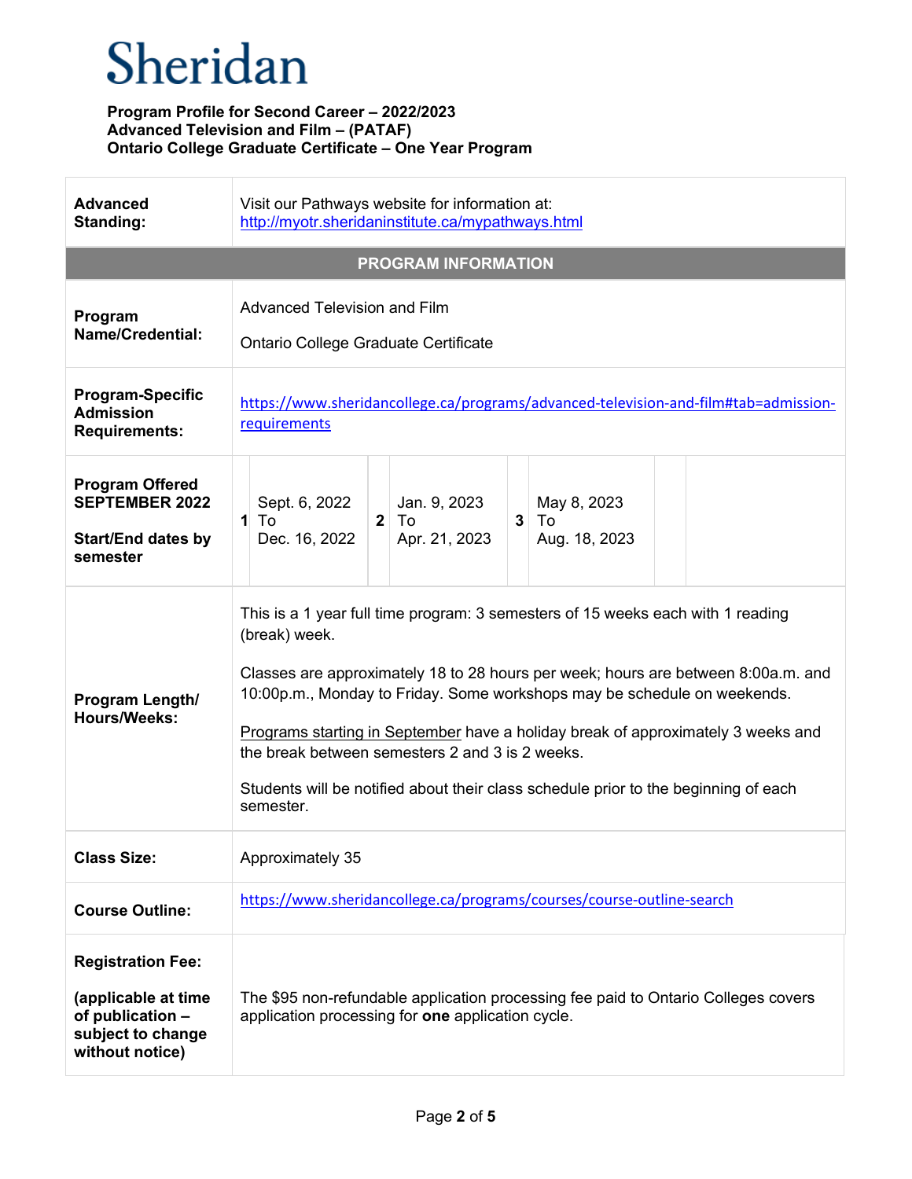# Sheridan

**Program Profile for Second Career – 2022/2023**
**Advanced Television and Film – (PATAF)**
**Ontario College Graduate Certificate – One Year Program**

| | |
|---|---|
| **Advanced Standing:** | Visit our Pathways website for information at: http://myotr.sheridaninstitute.ca/mypathways.html |
| **PROGRAM INFORMATION** | |
| **Program Name/Credential:** | Advanced Television and Film<br><br>Ontario College Graduate Certificate |
| **Program-Specific Admission Requirements:** | https://www.sheridancollege.ca/programs/advanced-television-and-film#tab=admission-requirements |
| **Program Offered SEPTEMBER 2022**<br><br>**Start/End dates by semester** | **1** Sept. 6, 2022 To Dec. 16, 2022<br>**2** Jan. 9, 2023 To Apr. 21, 2023<br>**3** May 8, 2023 To Aug. 18, 2023 |
| **Program Length/ Hours/Weeks:** | This is a 1 year full time program: 3 semesters of 15 weeks each with 1 reading (break) week.<br><br>Classes are approximately 18 to 28 hours per week; hours are between 8:00a.m. and 10:00p.m., Monday to Friday. Some workshops may be schedule on weekends.<br><br>Programs starting in September have a holiday break of approximately 3 weeks and the break between semesters 2 and 3 is 2 weeks.<br><br>Students will be notified about their class schedule prior to the beginning of each semester. |
| **Class Size:** | Approximately 35 |
| **Course Outline:** | https://www.sheridancollege.ca/programs/courses/course-outline-search |
| **Registration Fee:**<br><br>**(applicable at time of publication – subject to change without notice)** | The $95 non-refundable application processing fee paid to Ontario Colleges covers application processing for **one** application cycle. |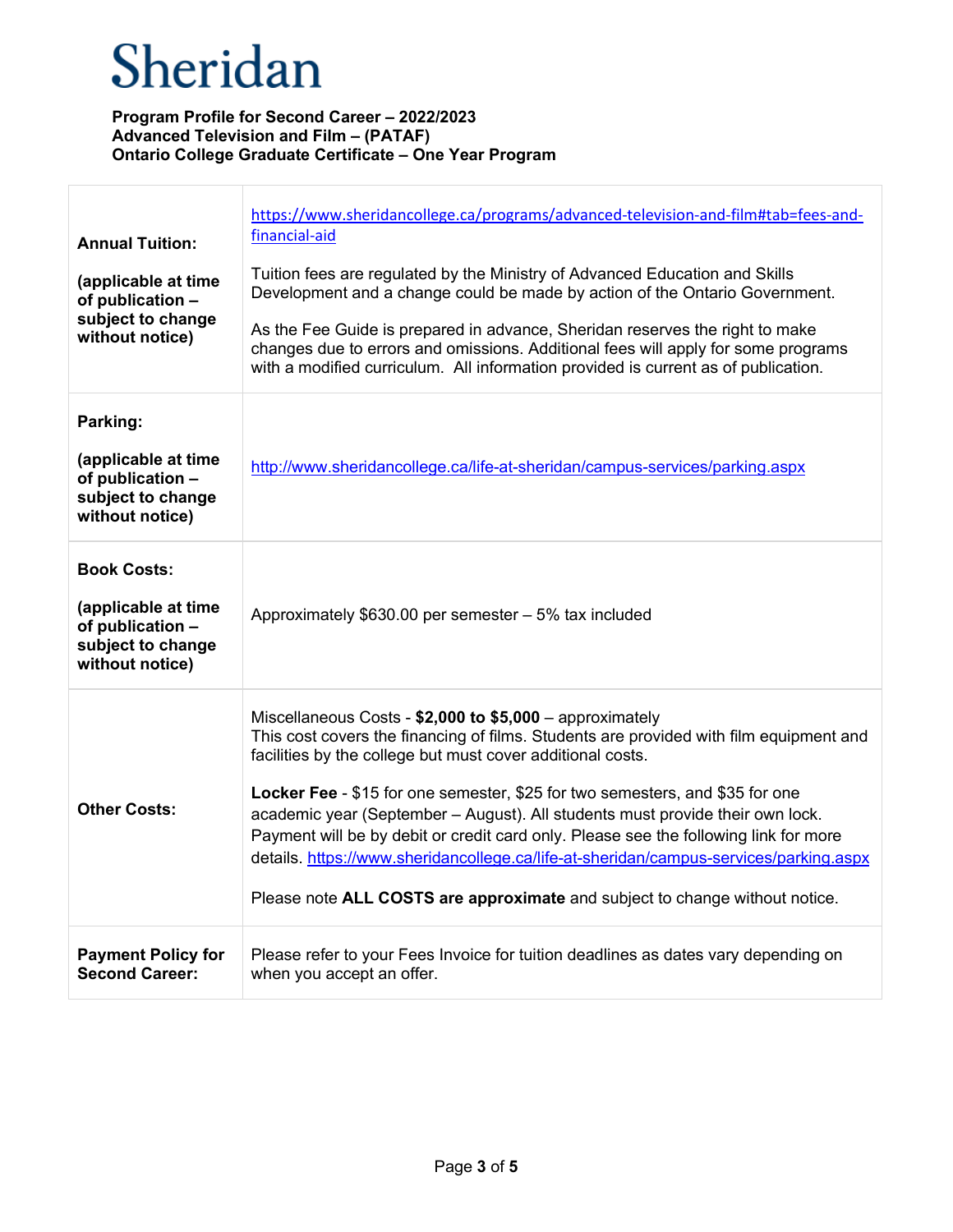# Sheridan

**Program Profile for Second Career – 2022/2023**
**Advanced Television and Film – (PATAF)**
**Ontario College Graduate Certificate – One Year Program**

| | |
|---|---|
| **Annual Tuition:**<br><br>**(applicable at time of publication – subject to change without notice)** | https://www.sheridancollege.ca/programs/advanced-television-and-film#tab=fees-and-financial-aid<br><br>Tuition fees are regulated by the Ministry of Advanced Education and Skills Development and a change could be made by action of the Ontario Government.<br><br>As the Fee Guide is prepared in advance, Sheridan reserves the right to make changes due to errors and omissions. Additional fees will apply for some programs with a modified curriculum. All information provided is current as of publication. |
| **Parking:**<br><br>**(applicable at time of publication – subject to change without notice)** | http://www.sheridancollege.ca/life-at-sheridan/campus-services/parking.aspx |
| **Book Costs:**<br><br>**(applicable at time of publication – subject to change without notice)** | Approximately $630.00 per semester – 5% tax included |
| **Other Costs:** | Miscellaneous Costs - **$2,000 to $5,000** – approximately<br>This cost covers the financing of films. Students are provided with film equipment and facilities by the college but must cover additional costs.<br><br>**Locker Fee** - $15 for one semester, $25 for two semesters, and $35 for one academic year (September – August). All students must provide their own lock. Payment will be by debit or credit card only. Please see the following link for more details. https://www.sheridancollege.ca/life-at-sheridan/campus-services/parking.aspx<br><br>Please note **ALL COSTS are approximate** and subject to change without notice. |
| **Payment Policy for Second Career:** | Please refer to your Fees Invoice for tuition deadlines as dates vary depending on when you accept an offer. |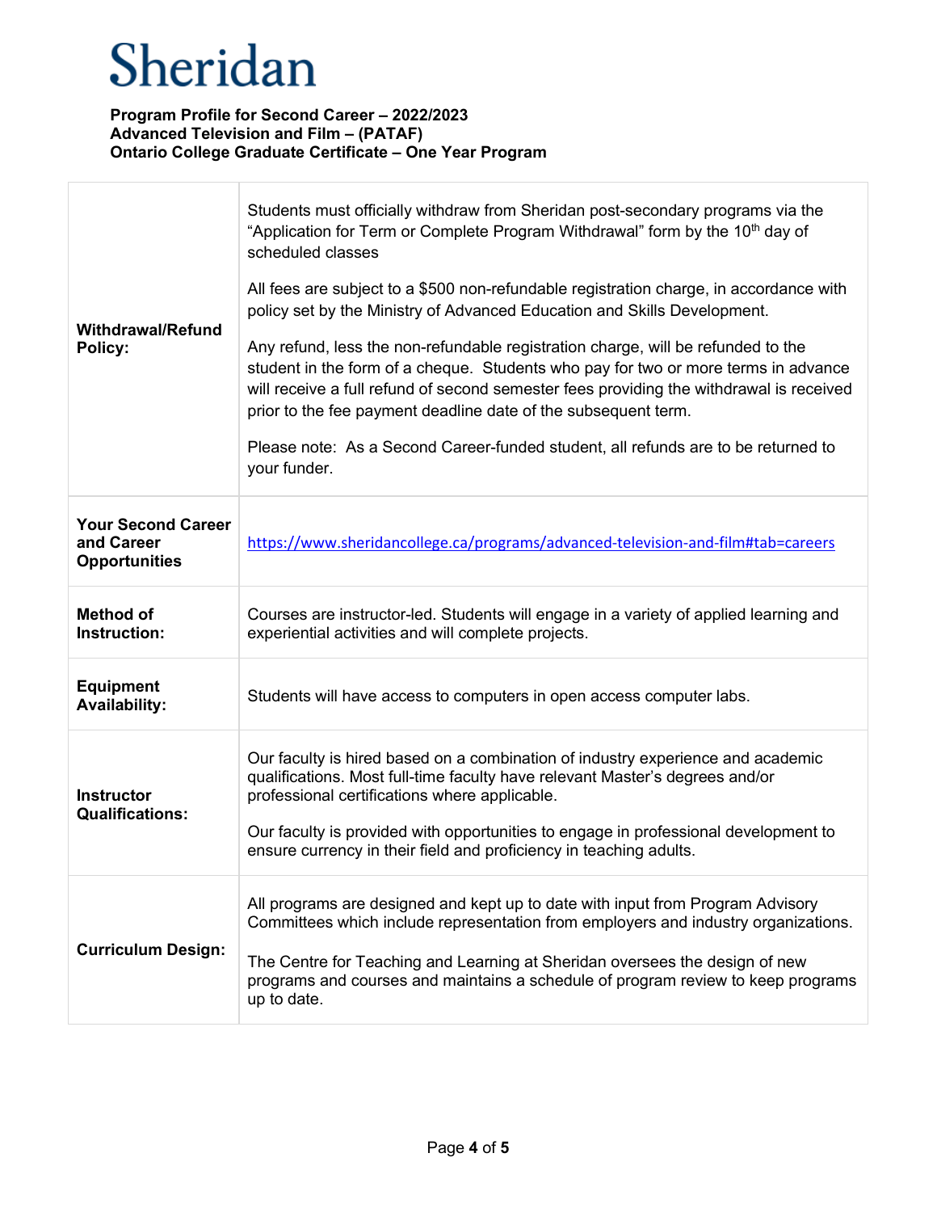# Sheridan

**Program Profile for Second Career – 2022/2023**
**Advanced Television and Film – (PATAF)**
**Ontario College Graduate Certificate – One Year Program**

| | |
|---|---|
| **Withdrawal/Refund Policy:** | Students must officially withdraw from Sheridan post-secondary programs via the "Application for Term or Complete Program Withdrawal" form by the 10th day of scheduled classes<br><br>All fees are subject to a $500 non-refundable registration charge, in accordance with policy set by the Ministry of Advanced Education and Skills Development.<br><br>Any refund, less the non-refundable registration charge, will be refunded to the student in the form of a cheque. Students who pay for two or more terms in advance will receive a full refund of second semester fees providing the withdrawal is received prior to the fee payment deadline date of the subsequent term.<br><br>Please note: As a Second Career-funded student, all refunds are to be returned to your funder. |
| **Your Second Career and Career Opportunities** | https://www.sheridancollege.ca/programs/advanced-television-and-film#tab=careers |
| **Method of Instruction:** | Courses are instructor-led. Students will engage in a variety of applied learning and experiential activities and will complete projects. |
| **Equipment Availability:** | Students will have access to computers in open access computer labs. |
| **Instructor Qualifications:** | Our faculty is hired based on a combination of industry experience and academic qualifications. Most full-time faculty have relevant Master's degrees and/or professional certifications where applicable.<br><br>Our faculty is provided with opportunities to engage in professional development to ensure currency in their field and proficiency in teaching adults. |
| **Curriculum Design:** | All programs are designed and kept up to date with input from Program Advisory Committees which include representation from employers and industry organizations.<br><br>The Centre for Teaching and Learning at Sheridan oversees the design of new programs and courses and maintains a schedule of program review to keep programs up to date. |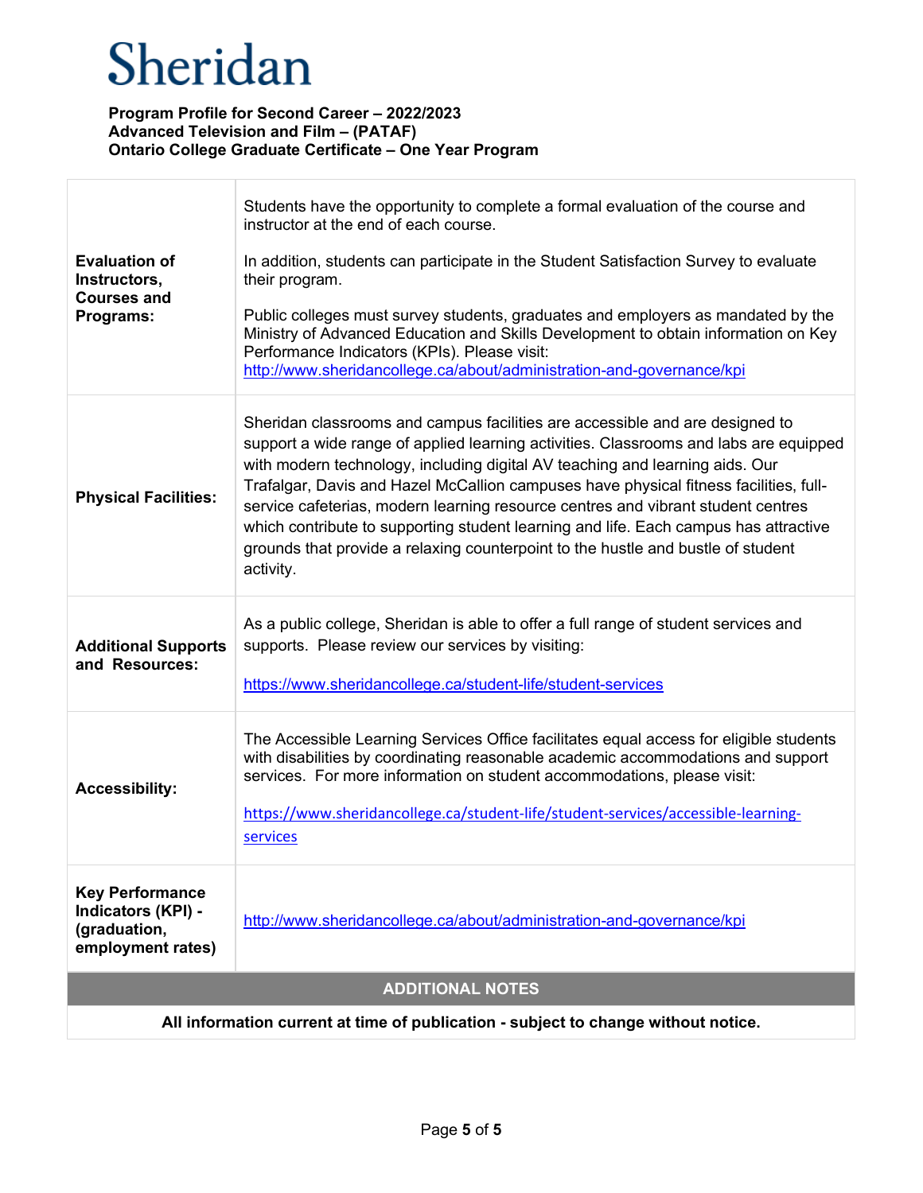# Sheridan

**Program Profile for Second Career – 2022/2023**
**Advanced Television and Film – (PATAF)**
**Ontario College Graduate Certificate – One Year Program**

| | |
|---|---|
| **Evaluation of Instructors, Courses and Programs:** | Students have the opportunity to complete a formal evaluation of the course and instructor at the end of each course.<br><br>In addition, students can participate in the Student Satisfaction Survey to evaluate their program.<br><br>Public colleges must survey students, graduates and employers as mandated by the Ministry of Advanced Education and Skills Development to obtain information on Key Performance Indicators (KPIs). Please visit: http://www.sheridancollege.ca/about/administration-and-governance/kpi |
| **Physical Facilities:** | Sheridan classrooms and campus facilities are accessible and are designed to support a wide range of applied learning activities. Classrooms and labs are equipped with modern technology, including digital AV teaching and learning aids. Our Trafalgar, Davis and Hazel McCallion campuses have physical fitness facilities, full-service cafeterias, modern learning resource centres and vibrant student centres which contribute to supporting student learning and life. Each campus has attractive grounds that provide a relaxing counterpoint to the hustle and bustle of student activity. |
| **Additional Supports and Resources:** | As a public college, Sheridan is able to offer a full range of student services and supports. Please review our services by visiting:<br><br>https://www.sheridancollege.ca/student-life/student-services |
| **Accessibility:** | The Accessible Learning Services Office facilitates equal access for eligible students with disabilities by coordinating reasonable academic accommodations and support services. For more information on student accommodations, please visit:<br><br>https://www.sheridancollege.ca/student-life/student-services/accessible-learning-services |
| **Key Performance Indicators (KPI) - (graduation, employment rates)** | http://www.sheridancollege.ca/about/administration-and-governance/kpi |

## ADDITIONAL NOTES

**All information current at time of publication - subject to change without notice.**